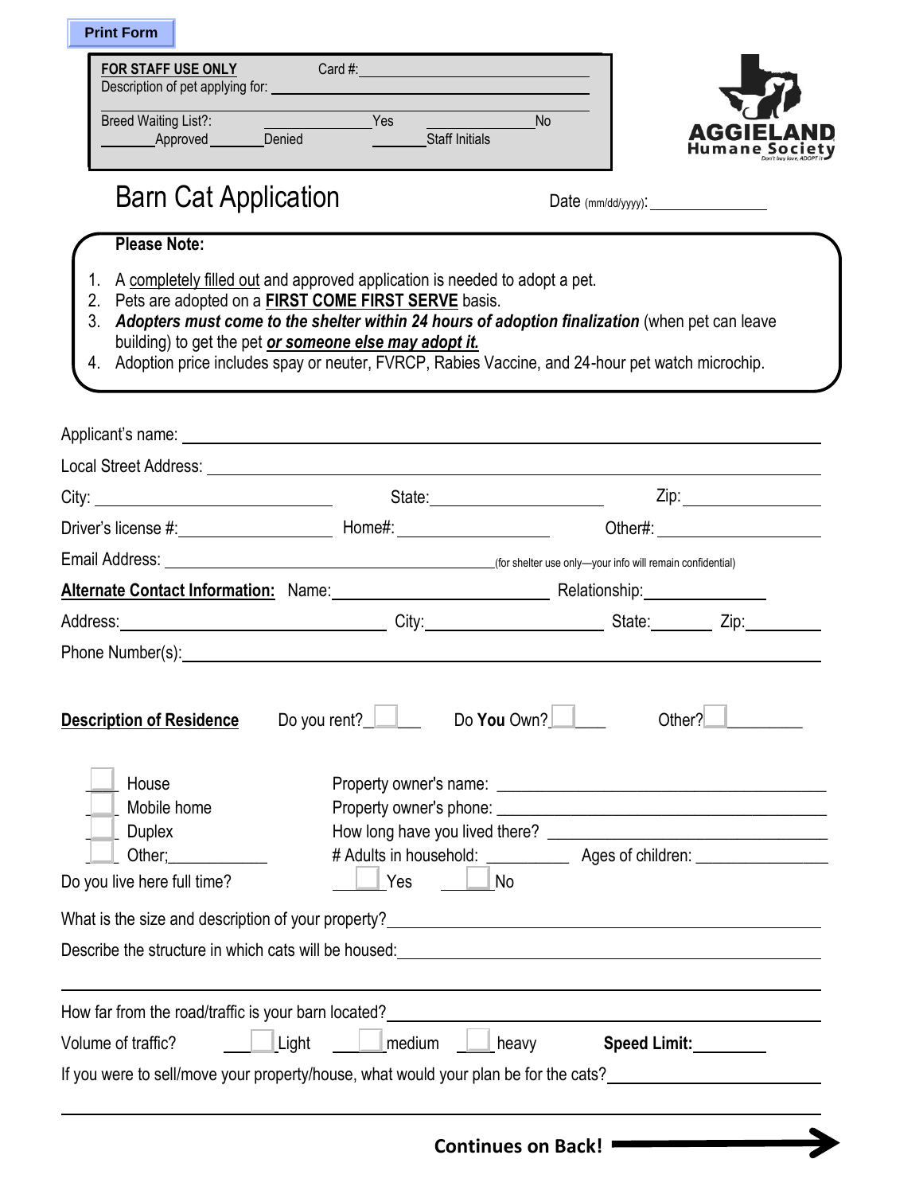Print Form

**FOR STAFF USE ONLY** Card #: ______________________

Description of pet applying for: ______________________

______________________

Breed Waiting List?: ______ Yes ______ No

______ Approved ______ Denied ______ Staff Initials

AGGIELAND Humane Society

Don't buy love, ADOPT it

# Barn Cat Application

Date (mm/dd/yyyy): ______________

**Please Note:**

1. A completely filled out and approved application is needed to adopt a pet.
2. Pets are adopted on a **FIRST COME FIRST SERVE** basis.
3. ***Adopters must come to the shelter within 24 hours of adoption finalization*** (when pet can leave building) to get the pet ***or someone else may adopt it.***
4. Adoption price includes spay or neuter, FVRCP, Rabies Vaccine, and 24-hour pet watch microchip.

Applicant's name: ______________________

Local Street Address: ______________________

City: ______________ State: ______________ Zip: ______________

Driver's license #: ______________ Home#: ______________ Other#: ______________

Email Address: ______________________ (for shelter use only—your info will remain confidential)

**Alternate Contact Information:** Name: ______________ Relationship: ______________

Address: ______________ City: ______________ State: ______ Zip: ______

Phone Number(s): ______________________

**Description of Residence** Do you rent? ☐ Do **You** Own? ☐ Other? ☐ ______

☐ House

☐ Mobile home

☐ Duplex

☐ Other; ______________

Property owner's name: ______________________

Property owner's phone: ______________________

How long have you lived there? ______________________

# Adults in household: ______ Ages of children: ______________

Do you live here full time? ☐ Yes ☐ No

What is the size and description of your property? ______________________

Describe the structure in which cats will be housed: ______________________

______________________

How far from the road/traffic is your barn located? ______________________

Volume of traffic? ☐ Light ☐ medium ☐ heavy **Speed Limit:** ______

If you were to sell/move your property/house, what would your plan be for the cats? ______________________

______________________

**Continues on Back!** →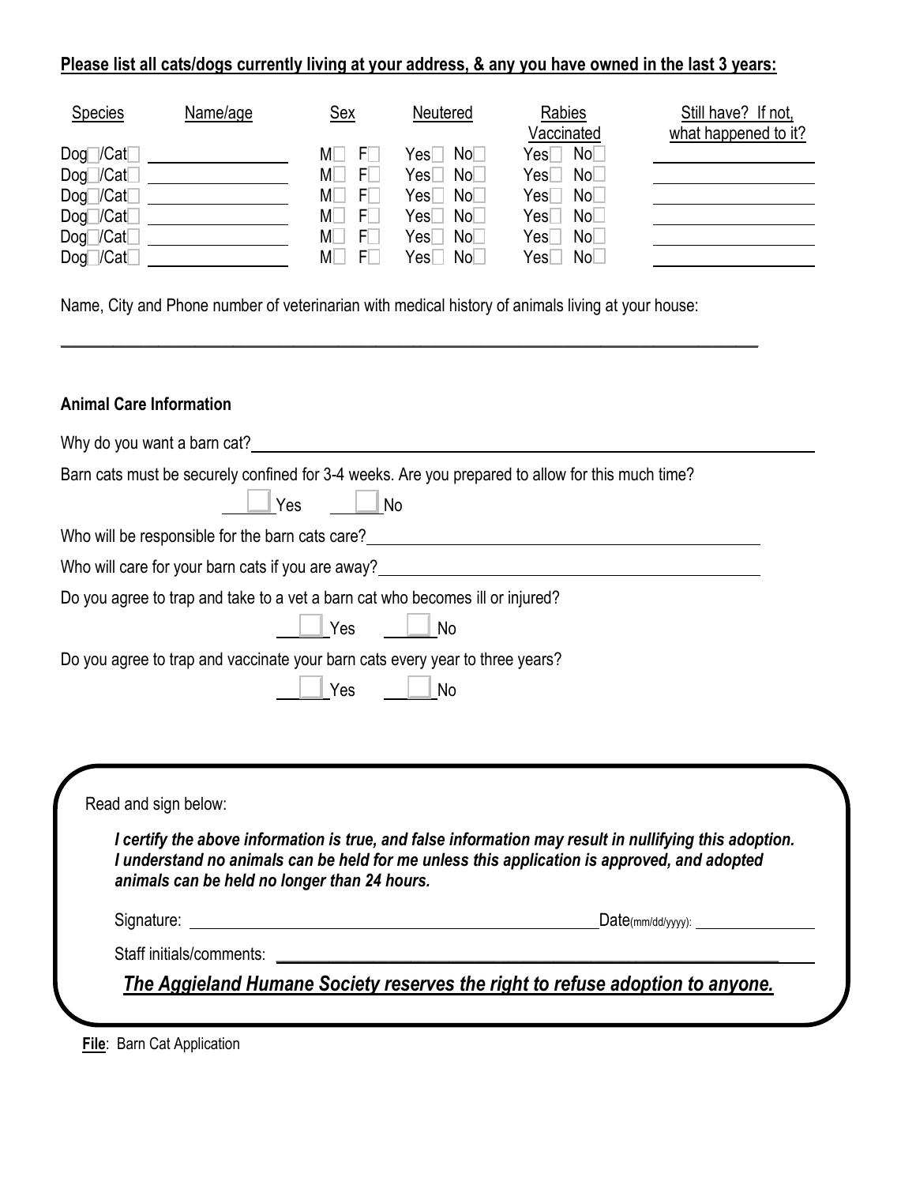**Please list all cats/dogs currently living at your address, & any you have owned in the last 3 years:**

| Species | Name/age | Sex | Neutered | Rabies Vaccinated | Still have? If not, what happened to it? |
|---|---|---|---|---|---|
| Dog☐/Cat☐ | | M☐ F☐ | Yes☐ No☐ | Yes☐ No☐ | |
| Dog☐/Cat☐ | | M☐ F☐ | Yes☐ No☐ | Yes☐ No☐ | |
| Dog☐/Cat☐ | | M☐ F☐ | Yes☐ No☐ | Yes☐ No☐ | |
| Dog☐/Cat☐ | | M☐ F☐ | Yes☐ No☐ | Yes☐ No☐ | |
| Dog☐/Cat☐ | | M☐ F☐ | Yes☐ No☐ | Yes☐ No☐ | |
| Dog☐/Cat☐ | | M☐ F☐ | Yes☐ No☐ | Yes☐ No☐ | |

Name, City and Phone number of veterinarian with medical history of animals living at your house:

________________________________________________________________________________

**Animal Care Information**

Why do you want a barn cat? ____________________________________________

Barn cats must be securely confined for 3-4 weeks. Are you prepared to allow for this much time?

☐ Yes ☐ No

Who will be responsible for the barn cats care? ____________________________________________

Who will care for your barn cats if you are away? ____________________________________________

Do you agree to trap and take to a vet a barn cat who becomes ill or injured?

☐ Yes ☐ No

Do you agree to trap and vaccinate your barn cats every year to three years?

☐ Yes ☐ No

Read and sign below:

***I certify the above information is true, and false information may result in nullifying this adoption. I understand no animals can be held for me unless this application is approved, and adopted animals can be held no longer than 24 hours.***

Signature: ____________________________________________ Date(mm/dd/yyyy): ________________

Staff initials/comments: ____________________________________________

***The Aggieland Humane Society reserves the right to refuse adoption to anyone.***

**File**: Barn Cat Application